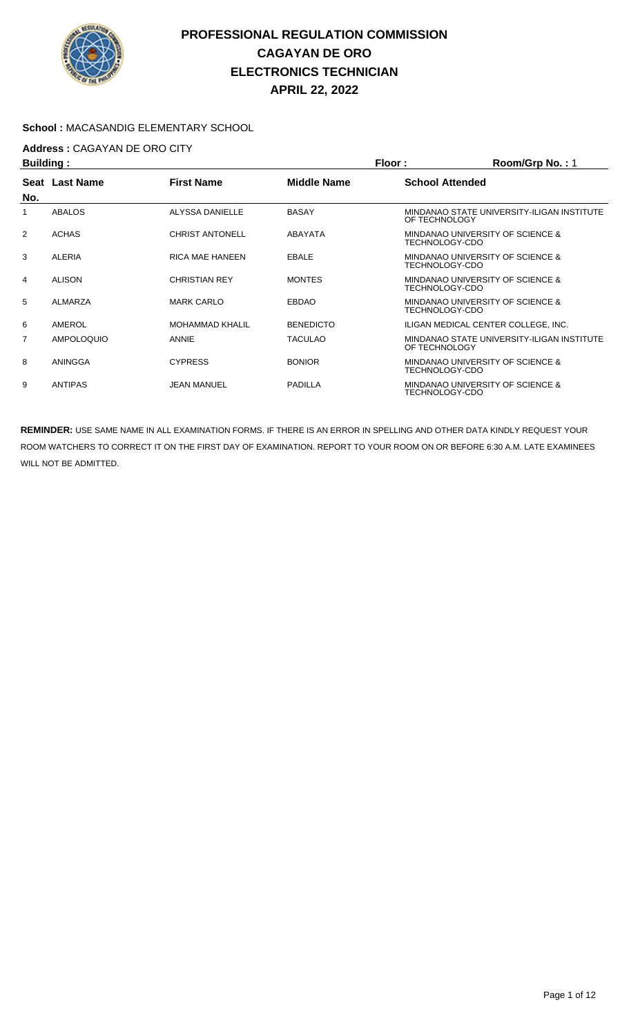# PROFESSIONAL REGULATION COMMISSION
# CAGAYAN DE ORO
# ELECTRONICS TECHNICIAN
# APRIL 22, 2022

**School :** MACASANDIG ELEMENTARY SCHOOL

**Address :** CAGAYAN DE ORO CITY

**Building :** **Floor :** **Room/Grp No. :** 1

| Seat No. | Last Name | First Name | Middle Name | School Attended |
|---|---|---|---|---|
| 1 | ABALOS | ALYSSA DANIELLE | BASAY | MINDANAO STATE UNIVERSITY-ILIGAN INSTITUTE OF TECHNOLOGY |
| 2 | ACHAS | CHRIST ANTONELL | ABAYATA | MINDANAO UNIVERSITY OF SCIENCE & TECHNOLOGY-CDO |
| 3 | ALERIA | RICA MAE HANEEN | EBALE | MINDANAO UNIVERSITY OF SCIENCE & TECHNOLOGY-CDO |
| 4 | ALISON | CHRISTIAN REY | MONTES | MINDANAO UNIVERSITY OF SCIENCE & TECHNOLOGY-CDO |
| 5 | ALMARZA | MARK CARLO | EBDAO | MINDANAO UNIVERSITY OF SCIENCE & TECHNOLOGY-CDO |
| 6 | AMEROL | MOHAMMAD KHALIL | BENEDICTO | ILIGAN MEDICAL CENTER COLLEGE, INC. |
| 7 | AMPOLOQUIO | ANNIE | TACULAO | MINDANAO STATE UNIVERSITY-ILIGAN INSTITUTE OF TECHNOLOGY |
| 8 | ANINGGA | CYPRESS | BONIOR | MINDANAO UNIVERSITY OF SCIENCE & TECHNOLOGY-CDO |
| 9 | ANTIPAS | JEAN MANUEL | PADILLA | MINDANAO UNIVERSITY OF SCIENCE & TECHNOLOGY-CDO |

**REMINDER:** USE SAME NAME IN ALL EXAMINATION FORMS. IF THERE IS AN ERROR IN SPELLING AND OTHER DATA KINDLY REQUEST YOUR ROOM WATCHERS TO CORRECT IT ON THE FIRST DAY OF EXAMINATION. REPORT TO YOUR ROOM ON OR BEFORE 6:30 A.M. LATE EXAMINEES WILL NOT BE ADMITTED.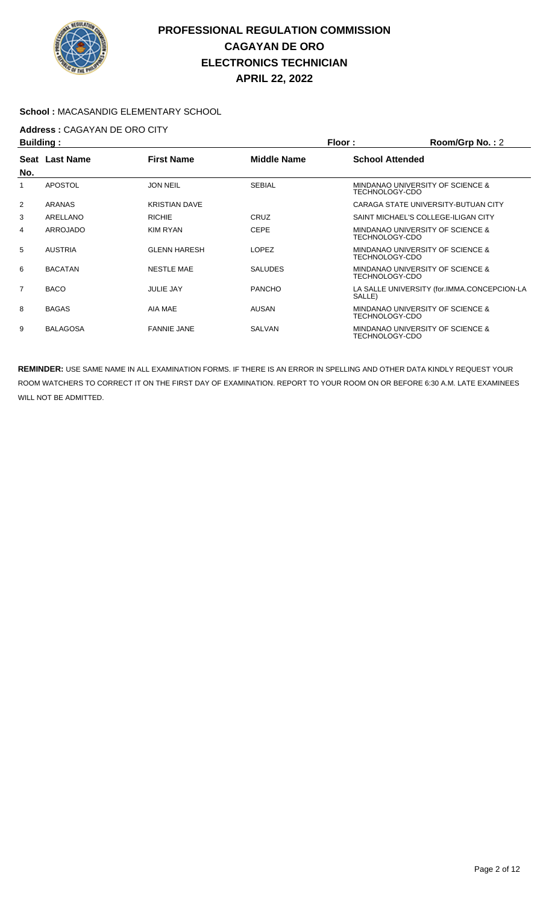# PROFESSIONAL REGULATION COMMISSION
## CAGAYAN DE ORO
## ELECTRONICS TECHNICIAN
## APRIL 22, 2022

**School :** MACASANDIG ELEMENTARY SCHOOL

**Address :** CAGAYAN DE ORO CITY

**Building :** **Floor :** **Room/Grp No. :** 2

| Seat No. | Last Name | First Name | Middle Name | School Attended |
|---|---|---|---|---|
| 1 | APOSTOL | JON NEIL | SEBIAL | MINDANAO UNIVERSITY OF SCIENCE & TECHNOLOGY-CDO |
| 2 | ARANAS | KRISTIAN DAVE | | CARAGA STATE UNIVERSITY-BUTUAN CITY |
| 3 | ARELLANO | RICHIE | CRUZ | SAINT MICHAEL'S COLLEGE-ILIGAN CITY |
| 4 | ARROJADO | KIM RYAN | CEPE | MINDANAO UNIVERSITY OF SCIENCE & TECHNOLOGY-CDO |
| 5 | AUSTRIA | GLENN HARESH | LOPEZ | MINDANAO UNIVERSITY OF SCIENCE & TECHNOLOGY-CDO |
| 6 | BACATAN | NESTLE MAE | SALUDES | MINDANAO UNIVERSITY OF SCIENCE & TECHNOLOGY-CDO |
| 7 | BACO | JULIE JAY | PANCHO | LA SALLE UNIVERSITY (for.IMMA.CONCEPCION-LA SALLE) |
| 8 | BAGAS | AIA MAE | AUSAN | MINDANAO UNIVERSITY OF SCIENCE & TECHNOLOGY-CDO |
| 9 | BALAGOSA | FANNIE JANE | SALVAN | MINDANAO UNIVERSITY OF SCIENCE & TECHNOLOGY-CDO |

**REMINDER:** USE SAME NAME IN ALL EXAMINATION FORMS. IF THERE IS AN ERROR IN SPELLING AND OTHER DATA KINDLY REQUEST YOUR ROOM WATCHERS TO CORRECT IT ON THE FIRST DAY OF EXAMINATION. REPORT TO YOUR ROOM ON OR BEFORE 6:30 A.M. LATE EXAMINEES WILL NOT BE ADMITTED.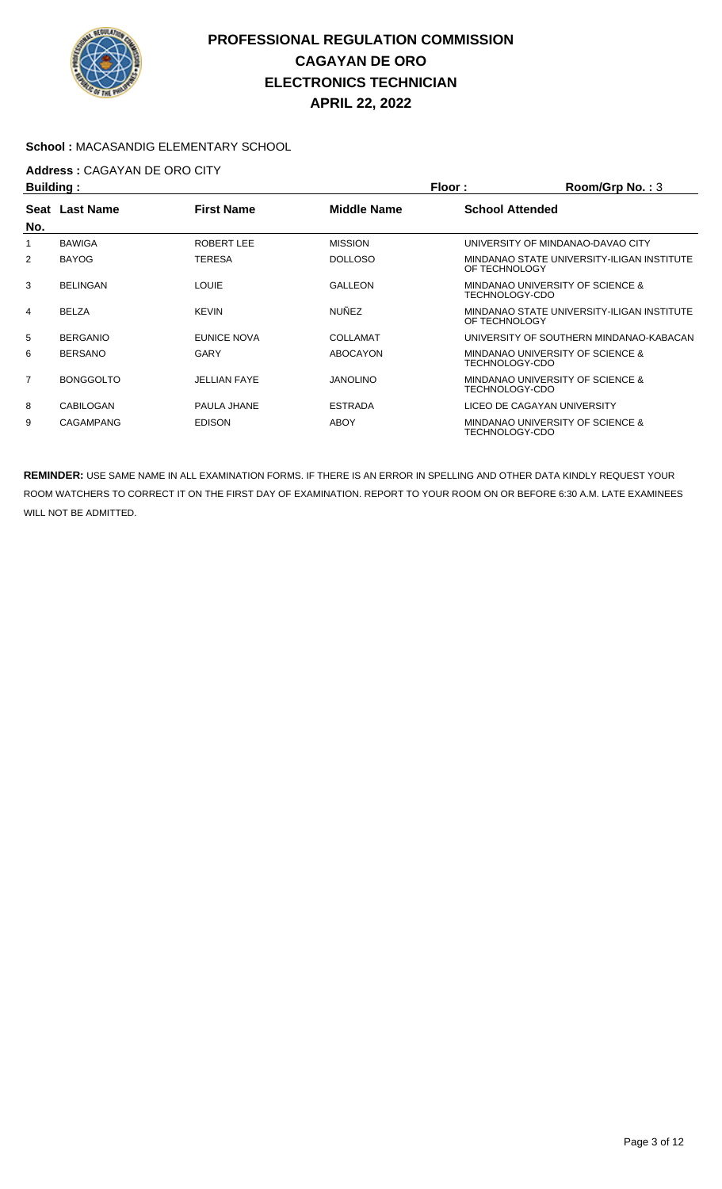# PROFESSIONAL REGULATION COMMISSION
## CAGAYAN DE ORO
## ELECTRONICS TECHNICIAN
## APRIL 22, 2022

**School :** MACASANDIG ELEMENTARY SCHOOL

**Address :** CAGAYAN DE ORO CITY

**Building :** **Floor :** **Room/Grp No. :** 3

| Seat No. | Last Name | First Name | Middle Name | School Attended |
|---|---|---|---|---|
| 1 | BAWIGA | ROBERT LEE | MISSION | UNIVERSITY OF MINDANAO-DAVAO CITY |
| 2 | BAYOG | TERESA | DOLLOSO | MINDANAO STATE UNIVERSITY-ILIGAN INSTITUTE OF TECHNOLOGY |
| 3 | BELINGAN | LOUIE | GALLEON | MINDANAO UNIVERSITY OF SCIENCE & TECHNOLOGY-CDO |
| 4 | BELZA | KEVIN | NUÑEZ | MINDANAO STATE UNIVERSITY-ILIGAN INSTITUTE OF TECHNOLOGY |
| 5 | BERGANIO | EUNICE NOVA | COLLAMAT | UNIVERSITY OF SOUTHERN MINDANAO-KABACAN |
| 6 | BERSANO | GARY | ABOCAYON | MINDANAO UNIVERSITY OF SCIENCE & TECHNOLOGY-CDO |
| 7 | BONGGOLTO | JELLIAN FAYE | JANOLINO | MINDANAO UNIVERSITY OF SCIENCE & TECHNOLOGY-CDO |
| 8 | CABILOGAN | PAULA JHANE | ESTRADA | LICEO DE CAGAYAN UNIVERSITY |
| 9 | CAGAMPANG | EDISON | ABOY | MINDANAO UNIVERSITY OF SCIENCE & TECHNOLOGY-CDO |

**REMINDER:** USE SAME NAME IN ALL EXAMINATION FORMS. IF THERE IS AN ERROR IN SPELLING AND OTHER DATA KINDLY REQUEST YOUR ROOM WATCHERS TO CORRECT IT ON THE FIRST DAY OF EXAMINATION. REPORT TO YOUR ROOM ON OR BEFORE 6:30 A.M. LATE EXAMINEES WILL NOT BE ADMITTED.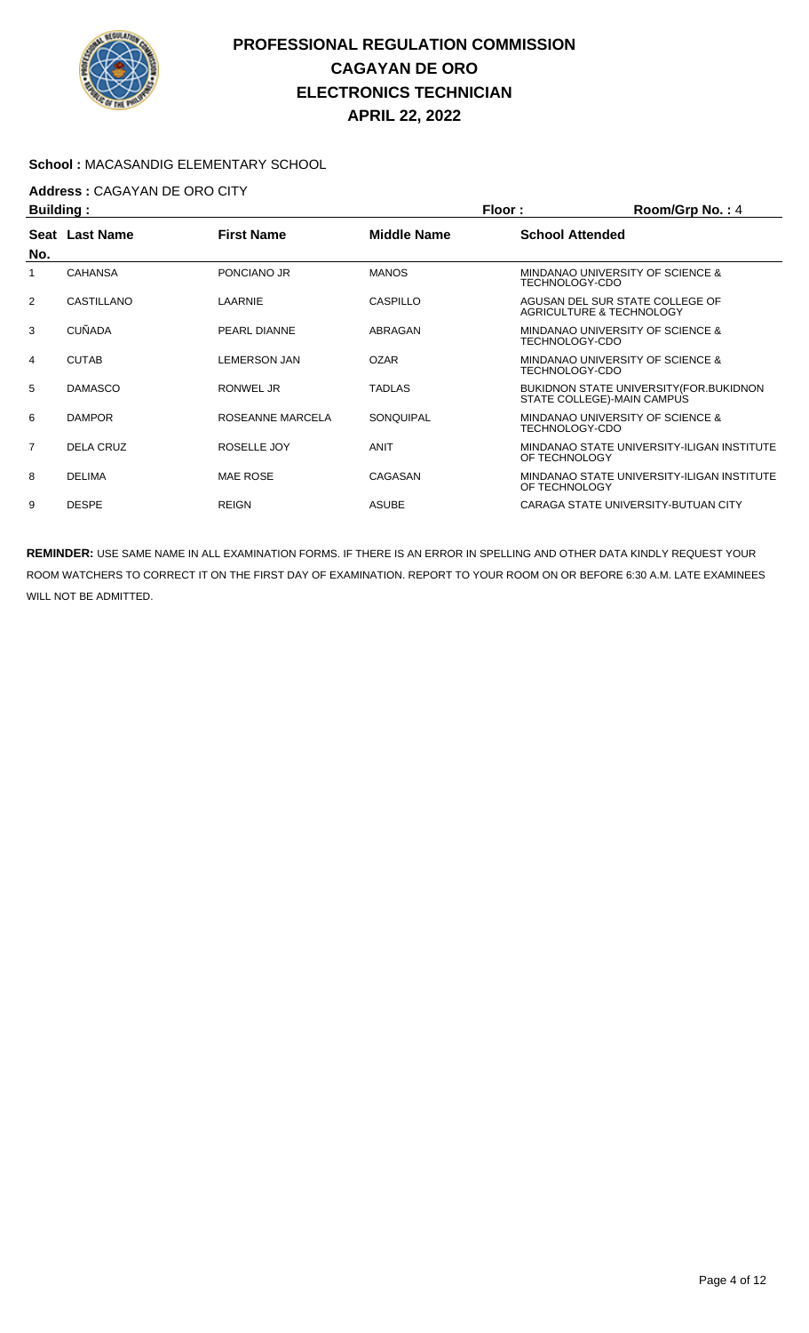# PROFESSIONAL REGULATION COMMISSION
# CAGAYAN DE ORO
# ELECTRONICS TECHNICIAN
# APRIL 22, 2022

**School :** MACASANDIG ELEMENTARY SCHOOL

**Address :** CAGAYAN DE ORO CITY

**Building :** **Floor :** **Room/Grp No. :** 4

| Seat No. | Last Name | First Name | Middle Name | School Attended |
|---|---|---|---|---|
| 1 | CAHANSA | PONCIANO JR | MANOS | MINDANAO UNIVERSITY OF SCIENCE & TECHNOLOGY-CDO |
| 2 | CASTILLANO | LAARNIE | CASPILLO | AGUSAN DEL SUR STATE COLLEGE OF AGRICULTURE & TECHNOLOGY |
| 3 | CUÑADA | PEARL DIANNE | ABRAGAN | MINDANAO UNIVERSITY OF SCIENCE & TECHNOLOGY-CDO |
| 4 | CUTAB | LEMERSON JAN | OZAR | MINDANAO UNIVERSITY OF SCIENCE & TECHNOLOGY-CDO |
| 5 | DAMASCO | RONWEL JR | TADLAS | BUKIDNON STATE UNIVERSITY(FOR.BUKIDNON STATE COLLEGE)-MAIN CAMPUS |
| 6 | DAMPOR | ROSEANNE MARCELA | SONQUIPAL | MINDANAO UNIVERSITY OF SCIENCE & TECHNOLOGY-CDO |
| 7 | DELA CRUZ | ROSELLE JOY | ANIT | MINDANAO STATE UNIVERSITY-ILIGAN INSTITUTE OF TECHNOLOGY |
| 8 | DELIMA | MAE ROSE | CAGASAN | MINDANAO STATE UNIVERSITY-ILIGAN INSTITUTE OF TECHNOLOGY |
| 9 | DESPE | REIGN | ASUBE | CARAGA STATE UNIVERSITY-BUTUAN CITY |

**REMINDER:** USE SAME NAME IN ALL EXAMINATION FORMS. IF THERE IS AN ERROR IN SPELLING AND OTHER DATA KINDLY REQUEST YOUR ROOM WATCHERS TO CORRECT IT ON THE FIRST DAY OF EXAMINATION. REPORT TO YOUR ROOM ON OR BEFORE 6:30 A.M. LATE EXAMINEES WILL NOT BE ADMITTED.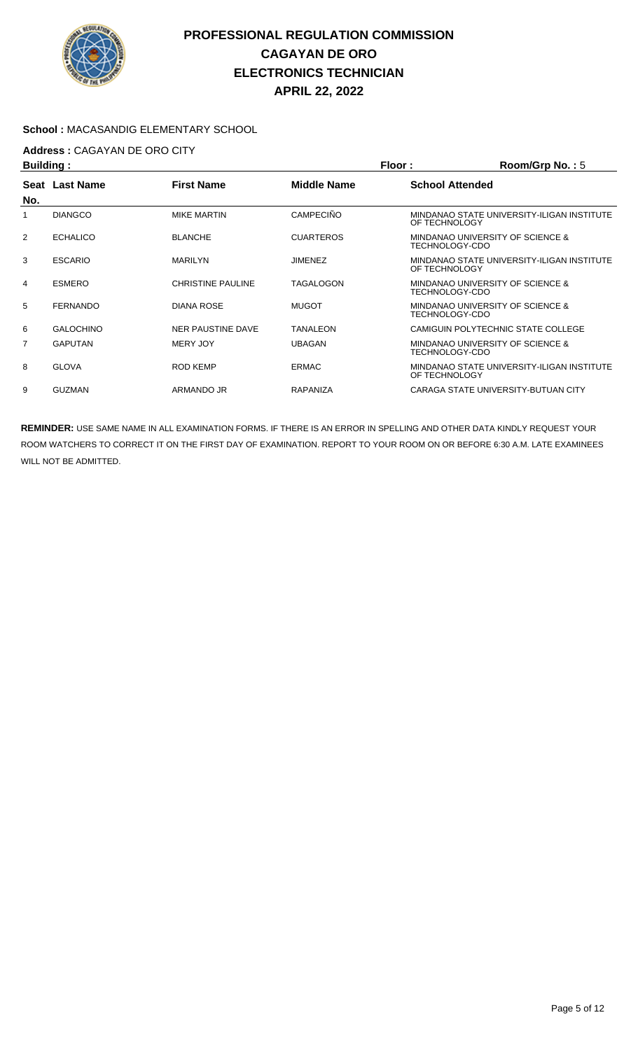# PROFESSIONAL REGULATION COMMISSION
## CAGAYAN DE ORO
## ELECTRONICS TECHNICIAN
## APRIL 22, 2022

**School :** MACASANDIG ELEMENTARY SCHOOL

**Address :** CAGAYAN DE ORO CITY

**Building :** **Floor :** **Room/Grp No. :** 5

| Seat No. | Last Name | First Name | Middle Name | School Attended |
|---|---|---|---|---|
| 1 | DIANGCO | MIKE MARTIN | CAMPECIÑO | MINDANAO STATE UNIVERSITY-ILIGAN INSTITUTE OF TECHNOLOGY |
| 2 | ECHALICO | BLANCHE | CUARTEROS | MINDANAO UNIVERSITY OF SCIENCE & TECHNOLOGY-CDO |
| 3 | ESCARIO | MARILYN | JIMENEZ | MINDANAO STATE UNIVERSITY-ILIGAN INSTITUTE OF TECHNOLOGY |
| 4 | ESMERO | CHRISTINE PAULINE | TAGALOGON | MINDANAO UNIVERSITY OF SCIENCE & TECHNOLOGY-CDO |
| 5 | FERNANDO | DIANA ROSE | MUGOT | MINDANAO UNIVERSITY OF SCIENCE & TECHNOLOGY-CDO |
| 6 | GALOCHINO | NER PAUSTINE DAVE | TANALEON | CAMIGUIN POLYTECHNIC STATE COLLEGE |
| 7 | GAPUTAN | MERY JOY | UBAGAN | MINDANAO UNIVERSITY OF SCIENCE & TECHNOLOGY-CDO |
| 8 | GLOVA | ROD KEMP | ERMAC | MINDANAO STATE UNIVERSITY-ILIGAN INSTITUTE OF TECHNOLOGY |
| 9 | GUZMAN | ARMANDO JR | RAPANIZA | CARAGA STATE UNIVERSITY-BUTUAN CITY |

**REMINDER:** USE SAME NAME IN ALL EXAMINATION FORMS. IF THERE IS AN ERROR IN SPELLING AND OTHER DATA KINDLY REQUEST YOUR ROOM WATCHERS TO CORRECT IT ON THE FIRST DAY OF EXAMINATION. REPORT TO YOUR ROOM ON OR BEFORE 6:30 A.M. LATE EXAMINEES WILL NOT BE ADMITTED.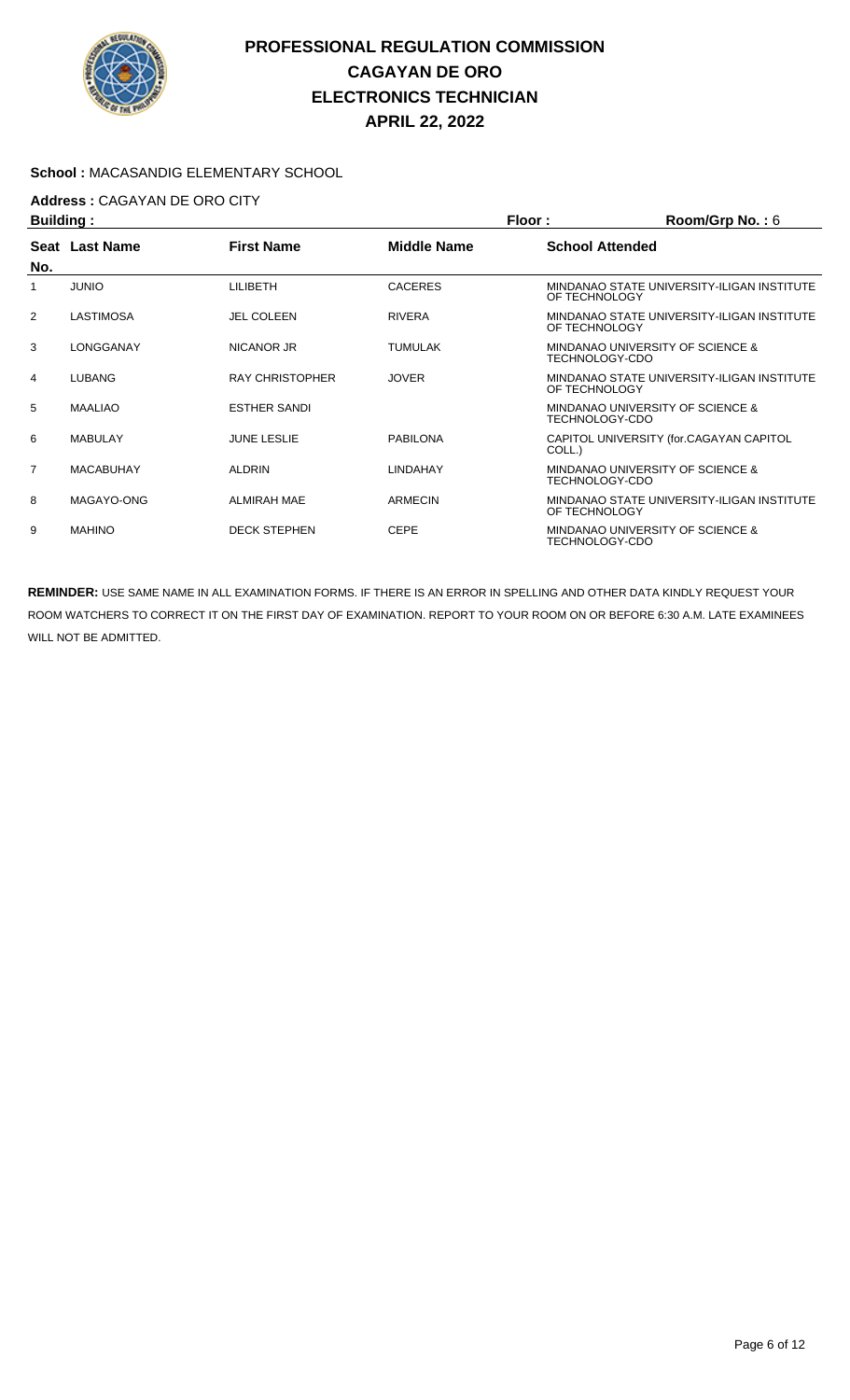# PROFESSIONAL REGULATION COMMISSION
## CAGAYAN DE ORO
## ELECTRONICS TECHNICIAN
## APRIL 22, 2022

**School :** MACASANDIG ELEMENTARY SCHOOL

**Address :** CAGAYAN DE ORO CITY

**Building :** **Floor :** **Room/Grp No. :** 6

| Seat No. | Last Name | First Name | Middle Name | School Attended |
|---|---|---|---|---|
| 1 | JUNIO | LILIBETH | CACERES | MINDANAO STATE UNIVERSITY-ILIGAN INSTITUTE OF TECHNOLOGY |
| 2 | LASTIMOSA | JEL COLEEN | RIVERA | MINDANAO STATE UNIVERSITY-ILIGAN INSTITUTE OF TECHNOLOGY |
| 3 | LONGGANAY | NICANOR JR | TUMULAK | MINDANAO UNIVERSITY OF SCIENCE & TECHNOLOGY-CDO |
| 4 | LUBANG | RAY CHRISTOPHER | JOVER | MINDANAO STATE UNIVERSITY-ILIGAN INSTITUTE OF TECHNOLOGY |
| 5 | MAALIAO | ESTHER SANDI | | MINDANAO UNIVERSITY OF SCIENCE & TECHNOLOGY-CDO |
| 6 | MABULAY | JUNE LESLIE | PABILONA | CAPITOL UNIVERSITY (for.CAGAYAN CAPITOL COLL.) |
| 7 | MACABUHAY | ALDRIN | LINDAHAY | MINDANAO UNIVERSITY OF SCIENCE & TECHNOLOGY-CDO |
| 8 | MAGAYO-ONG | ALMIRAH MAE | ARMECIN | MINDANAO STATE UNIVERSITY-ILIGAN INSTITUTE OF TECHNOLOGY |
| 9 | MAHINO | DECK STEPHEN | CEPE | MINDANAO UNIVERSITY OF SCIENCE & TECHNOLOGY-CDO |

**REMINDER:** USE SAME NAME IN ALL EXAMINATION FORMS. IF THERE IS AN ERROR IN SPELLING AND OTHER DATA KINDLY REQUEST YOUR ROOM WATCHERS TO CORRECT IT ON THE FIRST DAY OF EXAMINATION. REPORT TO YOUR ROOM ON OR BEFORE 6:30 A.M. LATE EXAMINEES WILL NOT BE ADMITTED.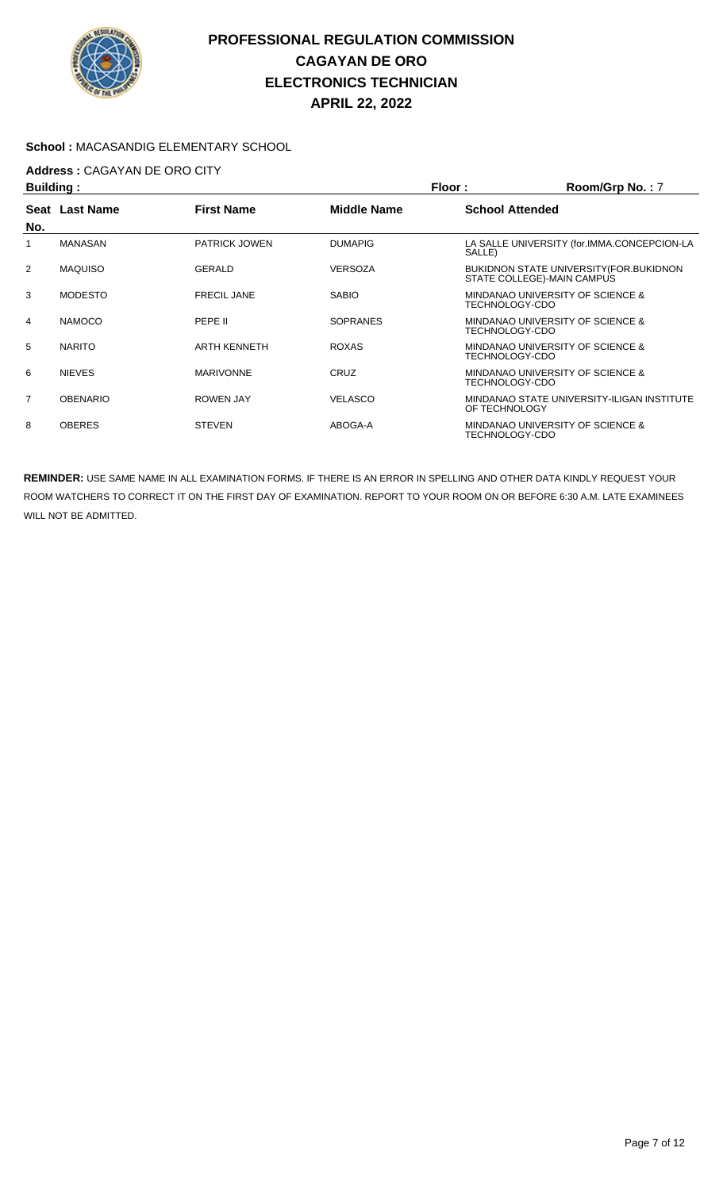# PROFESSIONAL REGULATION COMMISSION
## CAGAYAN DE ORO
## ELECTRONICS TECHNICIAN
## APRIL 22, 2022

**School :** MACASANDIG ELEMENTARY SCHOOL

**Address :** CAGAYAN DE ORO CITY

**Building :** **Floor :** **Room/Grp No. :** 7

| Seat No. | Last Name | First Name | Middle Name | School Attended |
|---|---|---|---|---|
| 1 | MANASAN | PATRICK JOWEN | DUMAPIG | LA SALLE UNIVERSITY (for.IMMA.CONCEPCION-LA SALLE) |
| 2 | MAQUISO | GERALD | VERSOZA | BUKIDNON STATE UNIVERSITY(FOR.BUKIDNON STATE COLLEGE)-MAIN CAMPUS |
| 3 | MODESTO | FRECIL JANE | SABIO | MINDANAO UNIVERSITY OF SCIENCE & TECHNOLOGY-CDO |
| 4 | NAMOCO | PEPE II | SOPRANES | MINDANAO UNIVERSITY OF SCIENCE & TECHNOLOGY-CDO |
| 5 | NARITO | ARTH KENNETH | ROXAS | MINDANAO UNIVERSITY OF SCIENCE & TECHNOLOGY-CDO |
| 6 | NIEVES | MARIVONNE | CRUZ | MINDANAO UNIVERSITY OF SCIENCE & TECHNOLOGY-CDO |
| 7 | OBENARIO | ROWEN JAY | VELASCO | MINDANAO STATE UNIVERSITY-ILIGAN INSTITUTE OF TECHNOLOGY |
| 8 | OBERES | STEVEN | ABOGA-A | MINDANAO UNIVERSITY OF SCIENCE & TECHNOLOGY-CDO |

**REMINDER:** USE SAME NAME IN ALL EXAMINATION FORMS. IF THERE IS AN ERROR IN SPELLING AND OTHER DATA KINDLY REQUEST YOUR ROOM WATCHERS TO CORRECT IT ON THE FIRST DAY OF EXAMINATION. REPORT TO YOUR ROOM ON OR BEFORE 6:30 A.M. LATE EXAMINEES WILL NOT BE ADMITTED.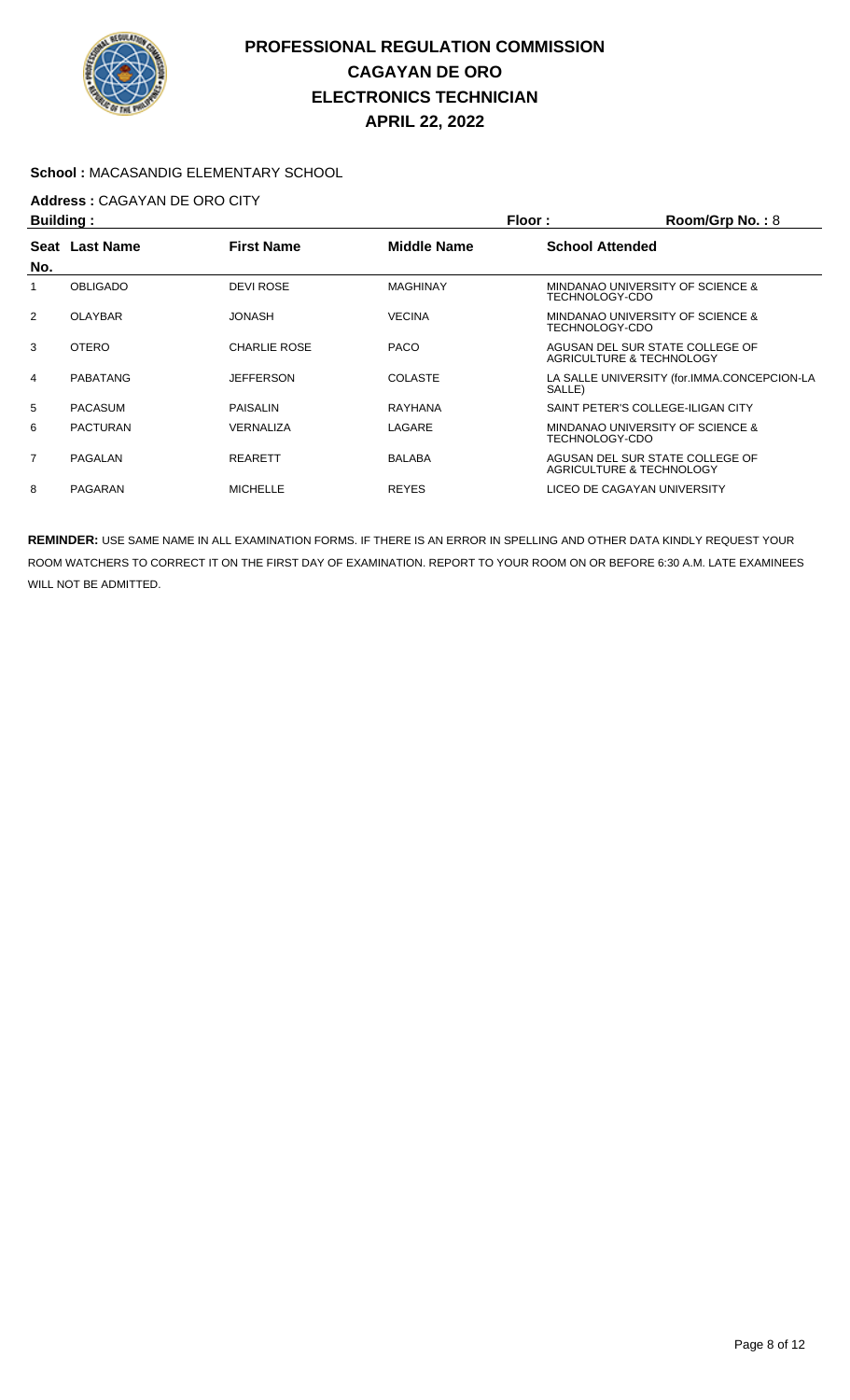# PROFESSIONAL REGULATION COMMISSION
# CAGAYAN DE ORO
# ELECTRONICS TECHNICIAN
# APRIL 22, 2022

**School :** MACASANDIG ELEMENTARY SCHOOL

**Address :** CAGAYAN DE ORO CITY

**Building :** **Floor :** **Room/Grp No. :** 8

| Seat No. | Last Name | First Name | Middle Name | School Attended |
|---|---|---|---|---|
| 1 | OBLIGADO | DEVI ROSE | MAGHINAY | MINDANAO UNIVERSITY OF SCIENCE & TECHNOLOGY-CDO |
| 2 | OLAYBAR | JONASH | VECINA | MINDANAO UNIVERSITY OF SCIENCE & TECHNOLOGY-CDO |
| 3 | OTERO | CHARLIE ROSE | PACO | AGUSAN DEL SUR STATE COLLEGE OF AGRICULTURE & TECHNOLOGY |
| 4 | PABATANG | JEFFERSON | COLASTE | LA SALLE UNIVERSITY (for.IMMA.CONCEPCION-LA SALLE) |
| 5 | PACASUM | PAISALIN | RAYHANA | SAINT PETER'S COLLEGE-ILIGAN CITY |
| 6 | PACTURAN | VERNALIZA | LAGARE | MINDANAO UNIVERSITY OF SCIENCE & TECHNOLOGY-CDO |
| 7 | PAGALAN | REARETT | BALABA | AGUSAN DEL SUR STATE COLLEGE OF AGRICULTURE & TECHNOLOGY |
| 8 | PAGARAN | MICHELLE | REYES | LICEO DE CAGAYAN UNIVERSITY |

**REMINDER:** USE SAME NAME IN ALL EXAMINATION FORMS. IF THERE IS AN ERROR IN SPELLING AND OTHER DATA KINDLY REQUEST YOUR ROOM WATCHERS TO CORRECT IT ON THE FIRST DAY OF EXAMINATION. REPORT TO YOUR ROOM ON OR BEFORE 6:30 A.M. LATE EXAMINEES WILL NOT BE ADMITTED.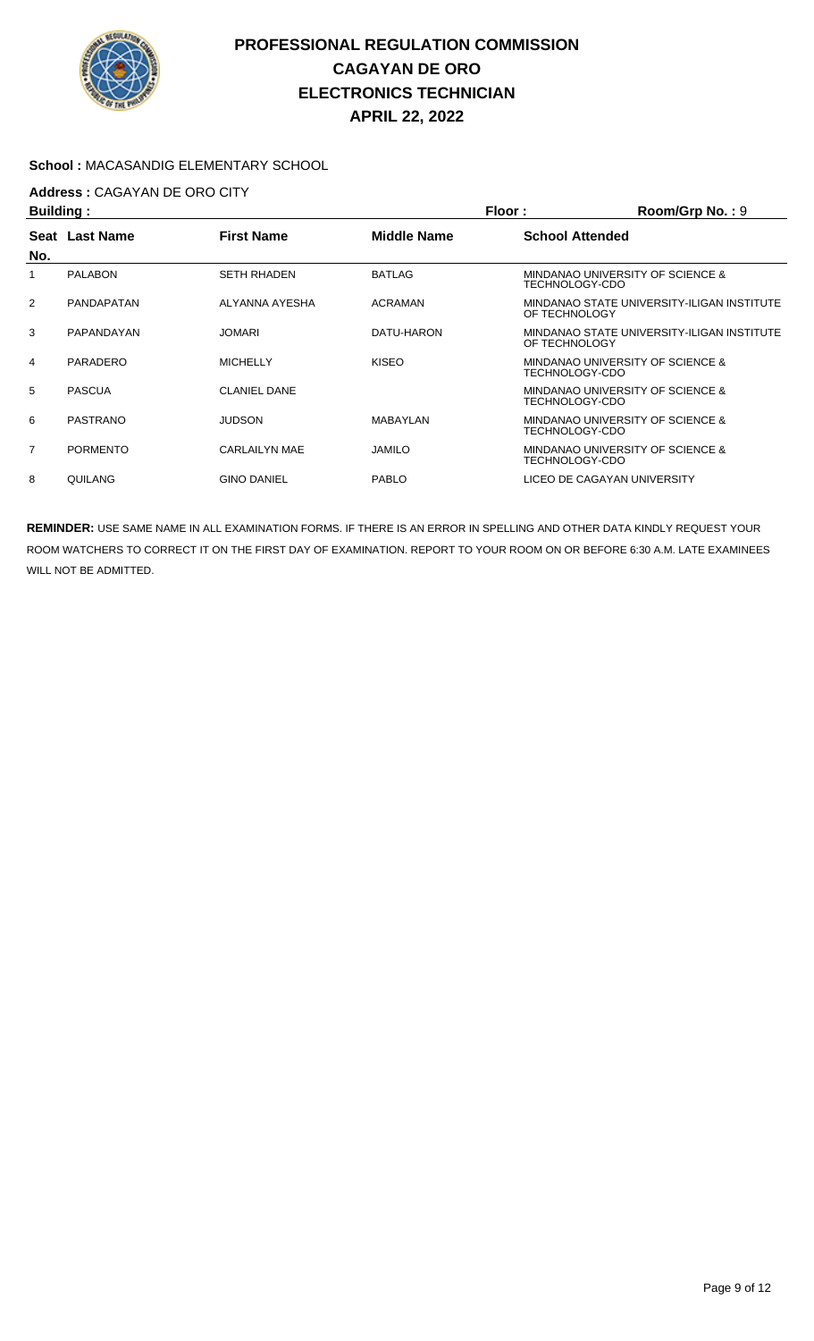# PROFESSIONAL REGULATION COMMISSION
# CAGAYAN DE ORO
# ELECTRONICS TECHNICIAN
# APRIL 22, 2022

**School :** MACASANDIG ELEMENTARY SCHOOL

**Address :** CAGAYAN DE ORO CITY

**Building :** **Floor :** **Room/Grp No. :** 9

| Seat No. | Last Name | First Name | Middle Name | School Attended |
|---|---|---|---|---|
| 1 | PALABON | SETH RHADEN | BATLAG | MINDANAO UNIVERSITY OF SCIENCE & TECHNOLOGY-CDO |
| 2 | PANDAPATAN | ALYANNA AYESHA | ACRAMAN | MINDANAO STATE UNIVERSITY-ILIGAN INSTITUTE OF TECHNOLOGY |
| 3 | PAPANDAYAN | JOMARI | DATU-HARON | MINDANAO STATE UNIVERSITY-ILIGAN INSTITUTE OF TECHNOLOGY |
| 4 | PARADERO | MICHELLY | KISEO | MINDANAO UNIVERSITY OF SCIENCE & TECHNOLOGY-CDO |
| 5 | PASCUA | CLANIEL DANE | | MINDANAO UNIVERSITY OF SCIENCE & TECHNOLOGY-CDO |
| 6 | PASTRANO | JUDSON | MABAYLAN | MINDANAO UNIVERSITY OF SCIENCE & TECHNOLOGY-CDO |
| 7 | PORMENTO | CARLAILYN MAE | JAMILO | MINDANAO UNIVERSITY OF SCIENCE & TECHNOLOGY-CDO |
| 8 | QUILANG | GINO DANIEL | PABLO | LICEO DE CAGAYAN UNIVERSITY |

**REMINDER:** USE SAME NAME IN ALL EXAMINATION FORMS. IF THERE IS AN ERROR IN SPELLING AND OTHER DATA KINDLY REQUEST YOUR ROOM WATCHERS TO CORRECT IT ON THE FIRST DAY OF EXAMINATION. REPORT TO YOUR ROOM ON OR BEFORE 6:30 A.M. LATE EXAMINEES WILL NOT BE ADMITTED.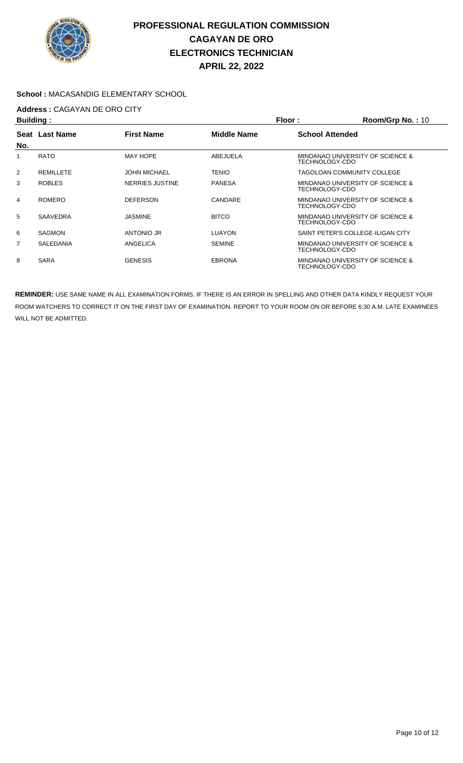# PROFESSIONAL REGULATION COMMISSION
# CAGAYAN DE ORO
# ELECTRONICS TECHNICIAN
# APRIL 22, 2022

**School :** MACASANDIG ELEMENTARY SCHOOL

**Address :** CAGAYAN DE ORO CITY

**Building :** **Floor :** **Room/Grp No. :** 10

| Seat No. | Last Name | First Name | Middle Name | School Attended |
|---|---|---|---|---|
| 1 | RATO | MAY HOPE | ABEJUELA | MINDANAO UNIVERSITY OF SCIENCE & TECHNOLOGY-CDO |
| 2 | REMILLETE | JOHN MICHAEL | TENIO | TAGOLOAN COMMUNITY COLLEGE |
| 3 | ROBLES | NERRIES JUSTINE | PANESA | MINDANAO UNIVERSITY OF SCIENCE & TECHNOLOGY-CDO |
| 4 | ROMERO | DEFERSON | CANDARE | MINDANAO UNIVERSITY OF SCIENCE & TECHNOLOGY-CDO |
| 5 | SAAVEDRA | JASMINE | BITCO | MINDANAO UNIVERSITY OF SCIENCE & TECHNOLOGY-CDO |
| 6 | SAGMON | ANTONIO JR | LUAYON | SAINT PETER'S COLLEGE-ILIGAN CITY |
| 7 | SALEDANIA | ANGELICA | SEMINE | MINDANAO UNIVERSITY OF SCIENCE & TECHNOLOGY-CDO |
| 8 | SARA | GENESIS | EBRONA | MINDANAO UNIVERSITY OF SCIENCE & TECHNOLOGY-CDO |

**REMINDER:** USE SAME NAME IN ALL EXAMINATION FORMS. IF THERE IS AN ERROR IN SPELLING AND OTHER DATA KINDLY REQUEST YOUR ROOM WATCHERS TO CORRECT IT ON THE FIRST DAY OF EXAMINATION. REPORT TO YOUR ROOM ON OR BEFORE 6:30 A.M. LATE EXAMINEES WILL NOT BE ADMITTED.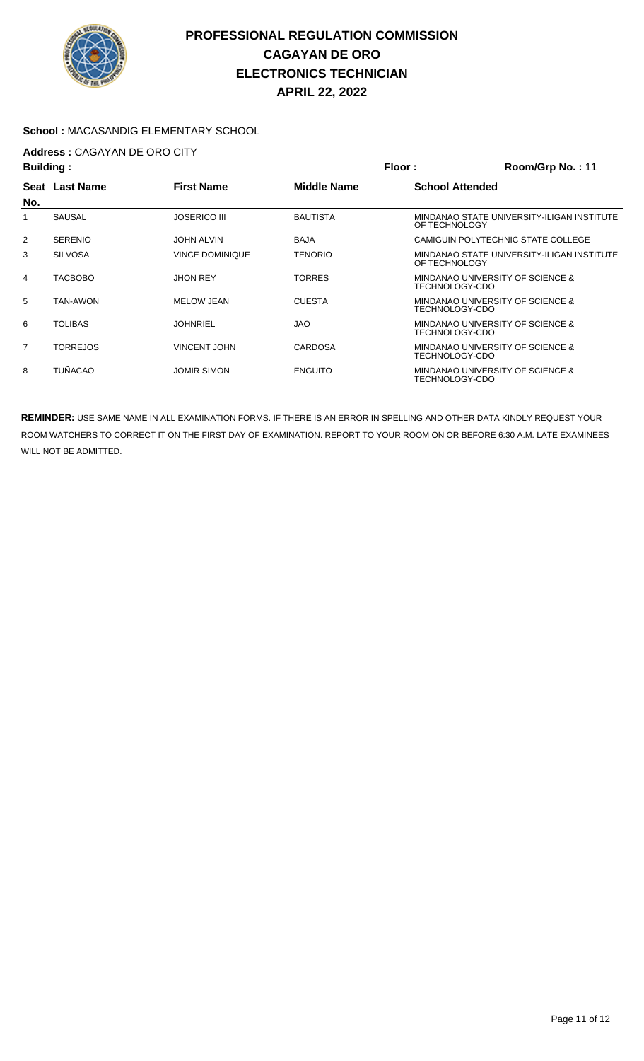# PROFESSIONAL REGULATION COMMISSION
## CAGAYAN DE ORO
## ELECTRONICS TECHNICIAN
## APRIL 22, 2022

**School :** MACASANDIG ELEMENTARY SCHOOL

**Address :** CAGAYAN DE ORO CITY

**Building :** **Floor :** **Room/Grp No. :** 11

| Seat No. | Last Name | First Name | Middle Name | School Attended |
|---|---|---|---|---|
| 1 | SAUSAL | JOSERICO III | BAUTISTA | MINDANAO STATE UNIVERSITY-ILIGAN INSTITUTE OF TECHNOLOGY |
| 2 | SERENIO | JOHN ALVIN | BAJA | CAMIGUIN POLYTECHNIC STATE COLLEGE |
| 3 | SILVOSA | VINCE DOMINIQUE | TENORIO | MINDANAO STATE UNIVERSITY-ILIGAN INSTITUTE OF TECHNOLOGY |
| 4 | TACBOBO | JHON REY | TORRES | MINDANAO UNIVERSITY OF SCIENCE & TECHNOLOGY-CDO |
| 5 | TAN-AWON | MELOW JEAN | CUESTA | MINDANAO UNIVERSITY OF SCIENCE & TECHNOLOGY-CDO |
| 6 | TOLIBAS | JOHNRIEL | JAO | MINDANAO UNIVERSITY OF SCIENCE & TECHNOLOGY-CDO |
| 7 | TORREJOS | VINCENT JOHN | CARDOSA | MINDANAO UNIVERSITY OF SCIENCE & TECHNOLOGY-CDO |
| 8 | TUÑACAO | JOMIR SIMON | ENGUITO | MINDANAO UNIVERSITY OF SCIENCE & TECHNOLOGY-CDO |

**REMINDER:** USE SAME NAME IN ALL EXAMINATION FORMS. IF THERE IS AN ERROR IN SPELLING AND OTHER DATA KINDLY REQUEST YOUR ROOM WATCHERS TO CORRECT IT ON THE FIRST DAY OF EXAMINATION. REPORT TO YOUR ROOM ON OR BEFORE 6:30 A.M. LATE EXAMINEES WILL NOT BE ADMITTED.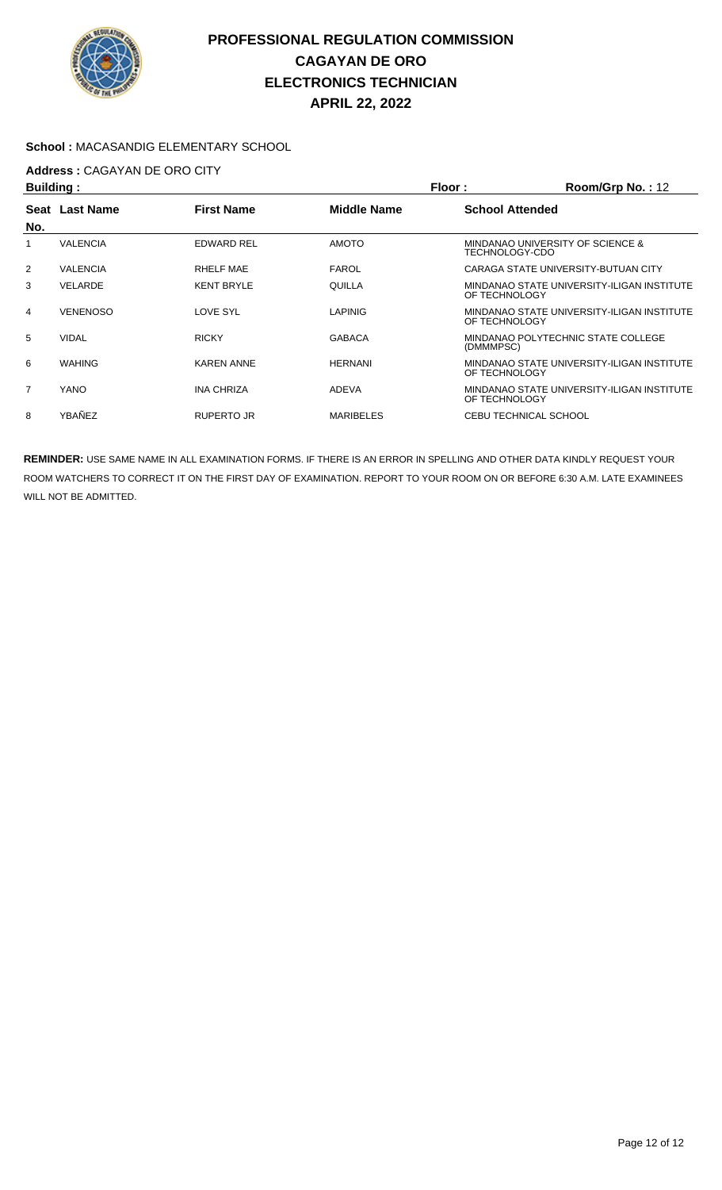# PROFESSIONAL REGULATION COMMISSION
## CAGAYAN DE ORO
## ELECTRONICS TECHNICIAN
## APRIL 22, 2022

**School :** MACASANDIG ELEMENTARY SCHOOL

**Address :** CAGAYAN DE ORO CITY

**Building :** **Floor :** **Room/Grp No. :** 12

| Seat No. | Last Name | First Name | Middle Name | School Attended |
|---|---|---|---|---|
| 1 | VALENCIA | EDWARD REL | AMOTO | MINDANAO UNIVERSITY OF SCIENCE & TECHNOLOGY-CDO |
| 2 | VALENCIA | RHELF MAE | FAROL | CARAGA STATE UNIVERSITY-BUTUAN CITY |
| 3 | VELARDE | KENT BRYLE | QUILLA | MINDANAO STATE UNIVERSITY-ILIGAN INSTITUTE OF TECHNOLOGY |
| 4 | VENENOSO | LOVE SYL | LAPINIG | MINDANAO STATE UNIVERSITY-ILIGAN INSTITUTE OF TECHNOLOGY |
| 5 | VIDAL | RICKY | GABACA | MINDANAO POLYTECHNIC STATE COLLEGE (DMMMPSC) |
| 6 | WAHING | KAREN ANNE | HERNANI | MINDANAO STATE UNIVERSITY-ILIGAN INSTITUTE OF TECHNOLOGY |
| 7 | YANO | INA CHRIZA | ADEVA | MINDANAO STATE UNIVERSITY-ILIGAN INSTITUTE OF TECHNOLOGY |
| 8 | YBAÑEZ | RUPERTO JR | MARIBELES | CEBU TECHNICAL SCHOOL |

**REMINDER:** USE SAME NAME IN ALL EXAMINATION FORMS. IF THERE IS AN ERROR IN SPELLING AND OTHER DATA KINDLY REQUEST YOUR ROOM WATCHERS TO CORRECT IT ON THE FIRST DAY OF EXAMINATION. REPORT TO YOUR ROOM ON OR BEFORE 6:30 A.M. LATE EXAMINEES WILL NOT BE ADMITTED.